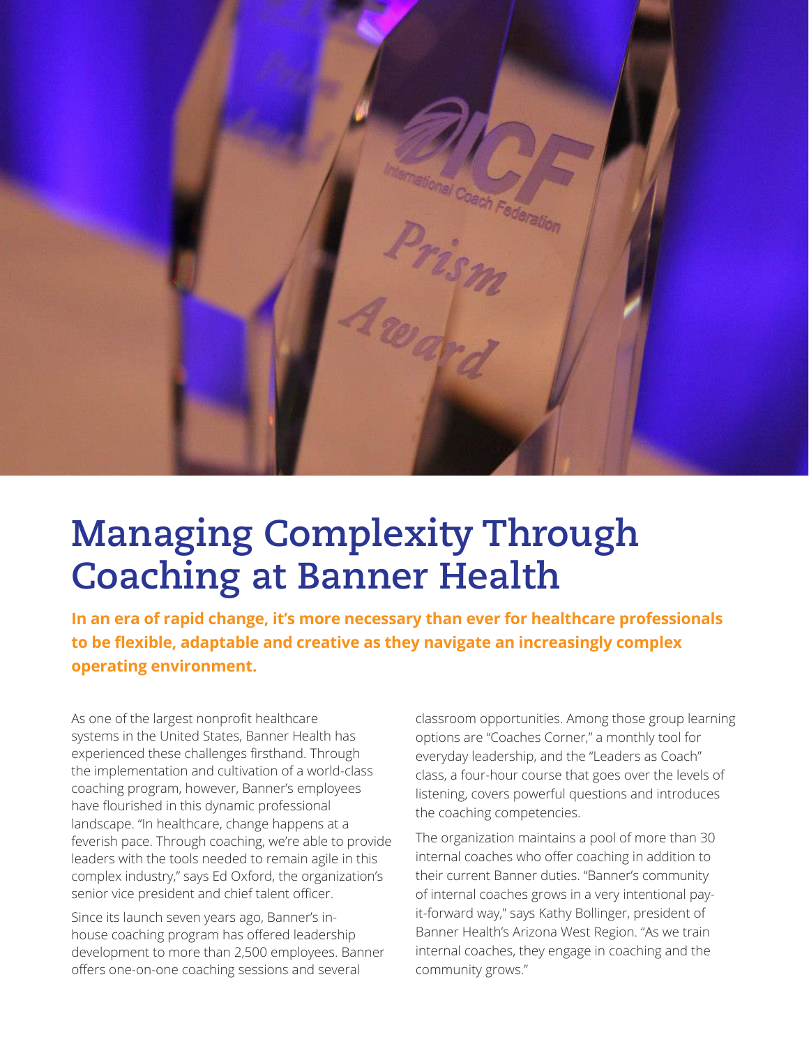# Managing Complexity Through Coaching at Banner Health

**In an era of rapid change, it's more necessary than ever for healthcare professionals to be flexible, adaptable and creative as they navigate an increasingly complex operating environment.**

As one of the largest nonprofit healthcare systems in the United States, Banner Health has experienced these challenges firsthand. Through the implementation and cultivation of a world-class coaching program, however, Banner's employees have flourished in this dynamic professional landscape. "In healthcare, change happens at a feverish pace. Through coaching, we're able to provide leaders with the tools needed to remain agile in this complex industry," says Ed Oxford, the organization's senior vice president and chief talent officer.

Since its launch seven years ago, Banner's in-house coaching program has offered leadership development to more than 2,500 employees. Banner offers one-on-one coaching sessions and several classroom opportunities. Among those group learning options are "Coaches Corner," a monthly tool for everyday leadership, and the "Leaders as Coach" class, a four-hour course that goes over the levels of listening, covers powerful questions and introduces the coaching competencies.

The organization maintains a pool of more than 30 internal coaches who offer coaching in addition to their current Banner duties. "Banner's community of internal coaches grows in a very intentional pay-it-forward way," says Kathy Bollinger, president of Banner Health's Arizona West Region. "As we train internal coaches, they engage in coaching and the community grows."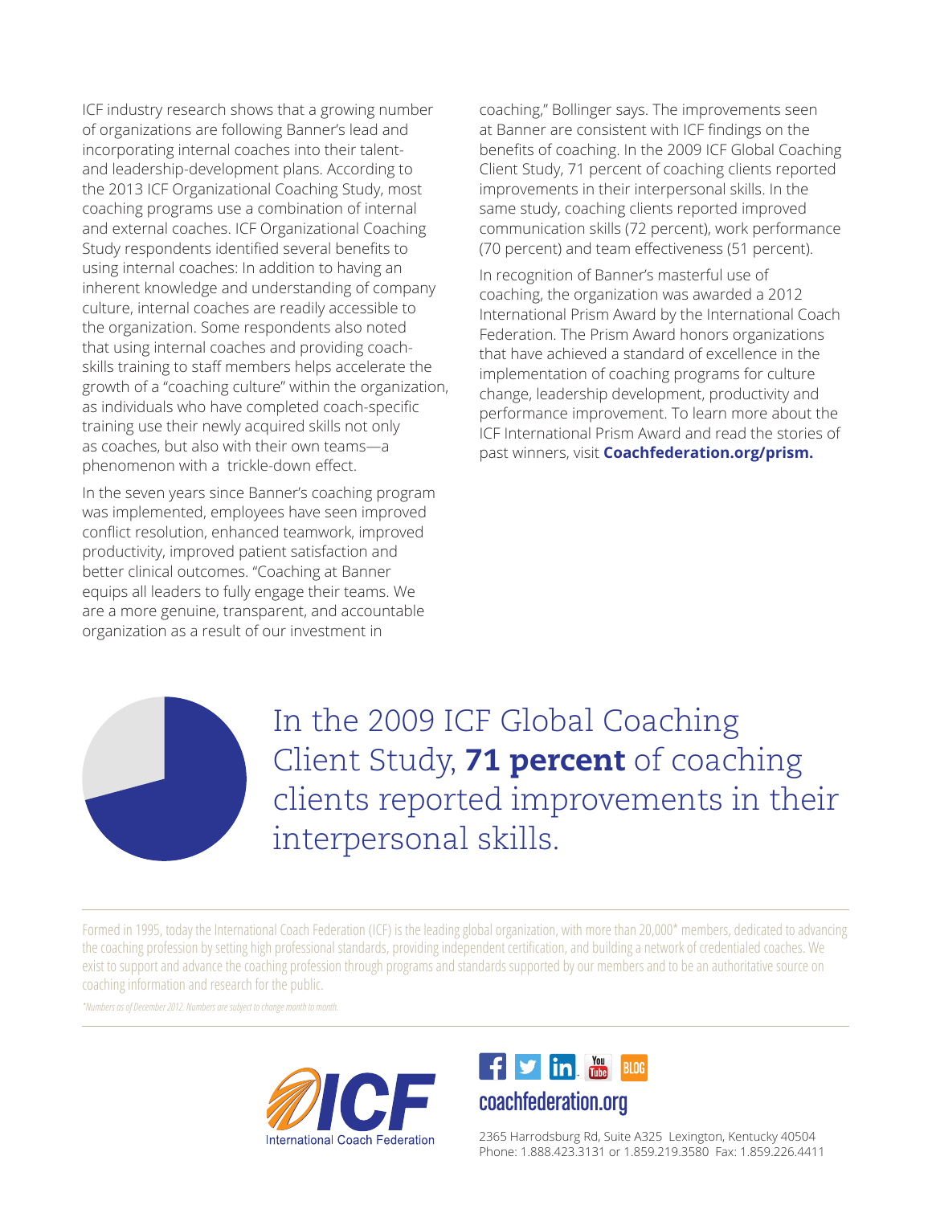ICF industry research shows that a growing number of organizations are following Banner's lead and incorporating internal coaches into their talent- and leadership-development plans. According to the 2013 ICF Organizational Coaching Study, most coaching programs use a combination of internal and external coaches. ICF Organizational Coaching Study respondents identified several benefits to using internal coaches: In addition to having an inherent knowledge and understanding of company culture, internal coaches are readily accessible to the organization. Some respondents also noted that using internal coaches and providing coach-skills training to staff members helps accelerate the growth of a "coaching culture" within the organization, as individuals who have completed coach-specific training use their newly acquired skills not only as coaches, but also with their own teams—a phenomenon with a trickle-down effect.

In the seven years since Banner's coaching program was implemented, employees have seen improved conflict resolution, enhanced teamwork, improved productivity, improved patient satisfaction and better clinical outcomes. "Coaching at Banner equips all leaders to fully engage their teams. We are a more genuine, transparent, and accountable organization as a result of our investment in coaching," Bollinger says. The improvements seen at Banner are consistent with ICF findings on the benefits of coaching. In the 2009 ICF Global Coaching Client Study, 71 percent of coaching clients reported improvements in their interpersonal skills. In the same study, coaching clients reported improved communication skills (72 percent), work performance (70 percent) and team effectiveness (51 percent).

In recognition of Banner's masterful use of coaching, the organization was awarded a 2012 International Prism Award by the International Coach Federation. The Prism Award honors organizations that have achieved a standard of excellence in the implementation of coaching programs for culture change, leadership development, productivity and performance improvement. To learn more about the ICF International Prism Award and read the stories of past winners, visit **Coachfederation.org/prism.**

In the 2009 ICF Global Coaching Client Study, **71 percent** of coaching clients reported improvements in their interpersonal skills.

Formed in 1995, today the International Coach Federation (ICF) is the leading global organization, with more than 20,000* members, dedicated to advancing the coaching profession by setting high professional standards, providing independent certification, and building a network of credentialed coaches. We exist to support and advance the coaching profession through programs and standards supported by our members and to be an authoritative source on coaching information and research for the public.

*\*Numbers as of December 2012. Numbers are subject to change month to month.*

ICF International Coach Federation

coachfederation.org

2365 Harrodsburg Rd, Suite A325 Lexington, Kentucky 40504
Phone: 1.888.423.3131 or 1.859.219.3580 Fax: 1.859.226.4411